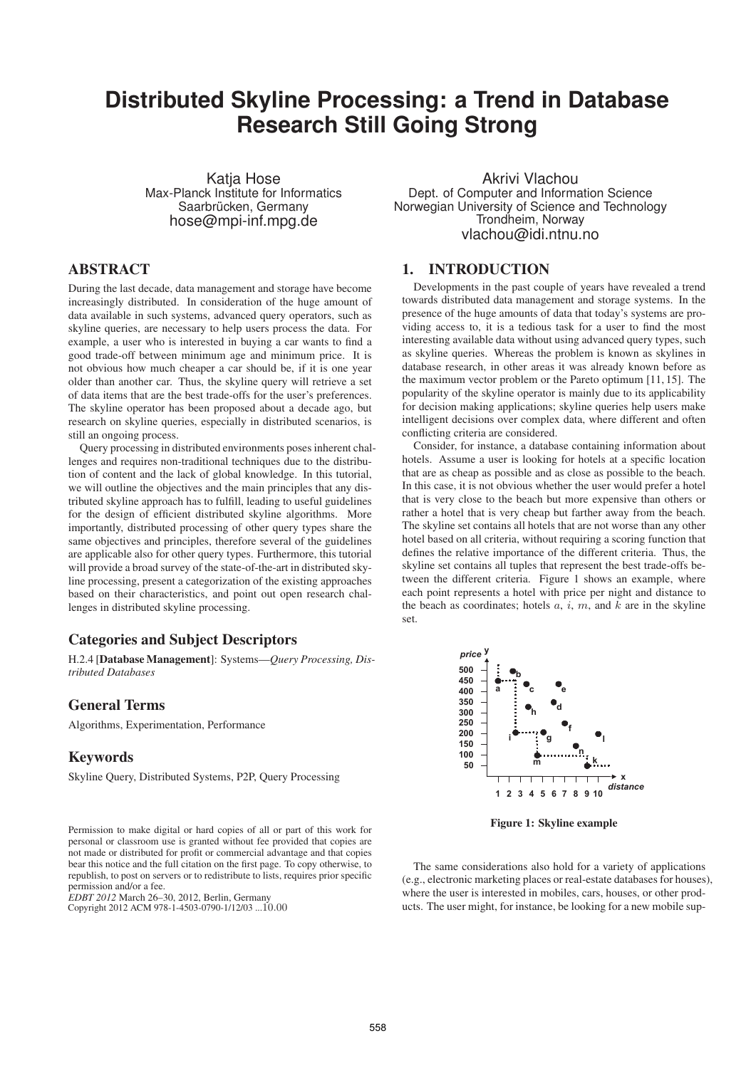# Distributed Skyline Processing: a Trend in Database Research Still Going Strong

Katja Hose
Max-Planck Institute for Informatics
Saarbrücken, Germany
hose@mpi-inf.mpg.de

Akrivi Vlachou
Dept. of Computer and Information Science
Norwegian University of Science and Technology
Trondheim, Norway
vlachou@idi.ntnu.no

## ABSTRACT

During the last decade, data management and storage have become increasingly distributed. In consideration of the huge amount of data available in such systems, advanced query operators, such as skyline queries, are necessary to help users process the data. For example, a user who is interested in buying a car wants to find a good trade-off between minimum age and minimum price. It is not obvious how much cheaper a car should be, if it is one year older than another car. Thus, the skyline query will retrieve a set of data items that are the best trade-offs for the user's preferences. The skyline operator has been proposed about a decade ago, but research on skyline queries, especially in distributed scenarios, is still an ongoing process.

Query processing in distributed environments poses inherent challenges and requires non-traditional techniques due to the distribution of content and the lack of global knowledge. In this tutorial, we will outline the objectives and the main principles that any distributed skyline approach has to fulfill, leading to useful guidelines for the design of efficient distributed skyline algorithms. More importantly, distributed processing of other query types share the same objectives and principles, therefore several of the guidelines are applicable also for other query types. Furthermore, this tutorial will provide a broad survey of the state-of-the-art in distributed skyline processing, present a categorization of the existing approaches based on their characteristics, and point out open research challenges in distributed skyline processing.

### Categories and Subject Descriptors

H.2.4 [**Database Management**]: Systems—*Query Processing, Distributed Databases*

### General Terms

Algorithms, Experimentation, Performance

### Keywords

Skyline Query, Distributed Systems, P2P, Query Processing

Permission to make digital or hard copies of all or part of this work for personal or classroom use is granted without fee provided that copies are not made or distributed for profit or commercial advantage and that copies bear this notice and the full citation on the first page. To copy otherwise, to republish, to post on servers or to redistribute to lists, requires prior specific permission and/or a fee.
*EDBT 2012* March 26–30, 2012, Berlin, Germany
Copyright 2012 ACM 978-1-4503-0790-1/12/03 ...10.00

## 1. INTRODUCTION

Developments in the past couple of years have revealed a trend towards distributed data management and storage systems. In the presence of the huge amounts of data that today's systems are providing access to, it is a tedious task for a user to find the most interesting available data without using advanced query types, such as skyline queries. Whereas the problem is known as skylines in database research, in other areas it was already known before as the maximum vector problem or the Pareto optimum [11, 15]. The popularity of the skyline operator is mainly due to its applicability for decision making applications; skyline queries help users make intelligent decisions over complex data, where different and often conflicting criteria are considered.

Consider, for instance, a database containing information about hotels. Assume a user is looking for hotels at a specific location that are as cheap as possible and as close as possible to the beach. In this case, it is not obvious whether the user would prefer a hotel that is very close to the beach but more expensive than others or rather a hotel that is very cheap but farther away from the beach. The skyline set contains all hotels that are not worse than any other hotel based on all criteria, without requiring a scoring function that defines the relative importance of the different criteria. Thus, the skyline set contains all tuples that represent the best trade-offs between the different criteria. Figure 1 shows an example, where each point represents a hotel with price per night and distance to the beach as coordinates; hotels $a$, $i$, $m$, and $k$ are in the skyline set.

**Figure 1: Skyline example**

The same considerations also hold for a variety of applications (e.g., electronic marketing places or real-estate databases for houses), where the user is interested in mobiles, cars, houses, or other products. The user might, for instance, be looking for a new mobile sup-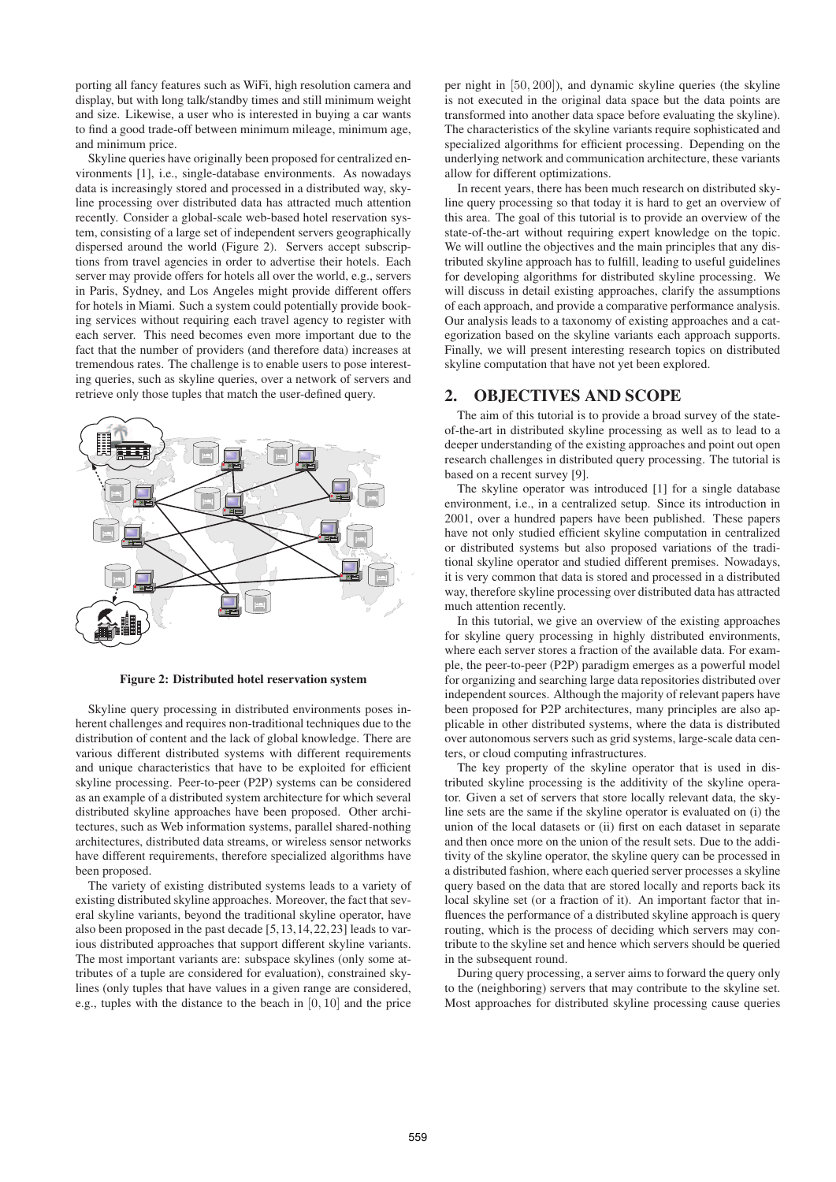porting all fancy features such as WiFi, high resolution camera and display, but with long talk/standby times and still minimum weight and size. Likewise, a user who is interested in buying a car wants to find a good trade-off between minimum mileage, minimum age, and minimum price.

Skyline queries have originally been proposed for centralized environments [1], i.e., single-database environments. As nowadays data is increasingly stored and processed in a distributed way, skyline processing over distributed data has attracted much attention recently. Consider a global-scale web-based hotel reservation system, consisting of a large set of independent servers geographically dispersed around the world (Figure 2). Servers accept subscriptions from travel agencies in order to advertise their hotels. Each server may provide offers for hotels all over the world, e.g., servers in Paris, Sydney, and Los Angeles might provide different offers for hotels in Miami. Such a system could potentially provide booking services without requiring each travel agency to register with each server. This need becomes even more important due to the fact that the number of providers (and therefore data) increases at tremendous rates. The challenge is to enable users to pose interesting queries, such as skyline queries, over a network of servers and retrieve only those tuples that match the user-defined query.

**Figure 2: Distributed hotel reservation system**

Skyline query processing in distributed environments poses inherent challenges and requires non-traditional techniques due to the distribution of content and the lack of global knowledge. There are various different distributed systems with different requirements and unique characteristics that have to be exploited for efficient skyline processing. Peer-to-peer (P2P) systems can be considered as an example of a distributed system architecture for which several distributed skyline approaches have been proposed. Other architectures, such as Web information systems, parallel shared-nothing architectures, distributed data streams, or wireless sensor networks have different requirements, therefore specialized algorithms have been proposed.

The variety of existing distributed systems leads to a variety of existing distributed skyline approaches. Moreover, the fact that several skyline variants, beyond the traditional skyline operator, have also been proposed in the past decade [5,13,14,22,23] leads to various distributed approaches that support different skyline variants. The most important variants are: subspace skylines (only some attributes of a tuple are considered for evaluation), constrained skylines (only tuples that have values in a given range are considered, e.g., tuples with the distance to the beach in $[0, 10]$ and the price per night in $[50, 200]$), and dynamic skyline queries (the skyline is not executed in the original data space but the data points are transformed into another data space before evaluating the skyline). The characteristics of the skyline variants require sophisticated and specialized algorithms for efficient processing. Depending on the underlying network and communication architecture, these variants allow for different optimizations.

In recent years, there has been much research on distributed skyline query processing so that today it is hard to get an overview of this area. The goal of this tutorial is to provide an overview of the state-of-the-art without requiring expert knowledge on the topic. We will outline the objectives and the main principles that any distributed skyline approach has to fulfill, leading to useful guidelines for developing algorithms for distributed skyline processing. We will discuss in detail existing approaches, clarify the assumptions of each approach, and provide a comparative performance analysis. Our analysis leads to a taxonomy of existing approaches and a categorization based on the skyline variants each approach supports. Finally, we will present interesting research topics on distributed skyline computation that have not yet been explored.

## 2. OBJECTIVES AND SCOPE

The aim of this tutorial is to provide a broad survey of the state-of-the-art in distributed skyline processing as well as to lead to a deeper understanding of the existing approaches and point out open research challenges in distributed query processing. The tutorial is based on a recent survey [9].

The skyline operator was introduced [1] for a single database environment, i.e., in a centralized setup. Since its introduction in 2001, over a hundred papers have been published. These papers have not only studied efficient skyline computation in centralized or distributed systems but also proposed variations of the traditional skyline operator and studied different premises. Nowadays, it is very common that data is stored and processed in a distributed way, therefore skyline processing over distributed data has attracted much attention recently.

In this tutorial, we give an overview of the existing approaches for skyline query processing in highly distributed environments, where each server stores a fraction of the available data. For example, the peer-to-peer (P2P) paradigm emerges as a powerful model for organizing and searching large data repositories distributed over independent sources. Although the majority of relevant papers have been proposed for P2P architectures, many principles are also applicable in other distributed systems, where the data is distributed over autonomous servers such as grid systems, large-scale data centers, or cloud computing infrastructures.

The key property of the skyline operator that is used in distributed skyline processing is the additivity of the skyline operator. Given a set of servers that store locally relevant data, the skyline sets are the same if the skyline operator is evaluated on (i) the union of the local datasets or (ii) first on each dataset in separate and then once more on the union of the result sets. Due to the additivity of the skyline operator, the skyline query can be processed in a distributed fashion, where each queried server processes a skyline query based on the data that are stored locally and reports back its local skyline set (or a fraction of it). An important factor that influences the performance of a distributed skyline approach is query routing, which is the process of deciding which servers may contribute to the skyline set and hence which servers should be queried in the subsequent round.

During query processing, a server aims to forward the query only to the (neighboring) servers that may contribute to the skyline set. Most approaches for distributed skyline processing cause queries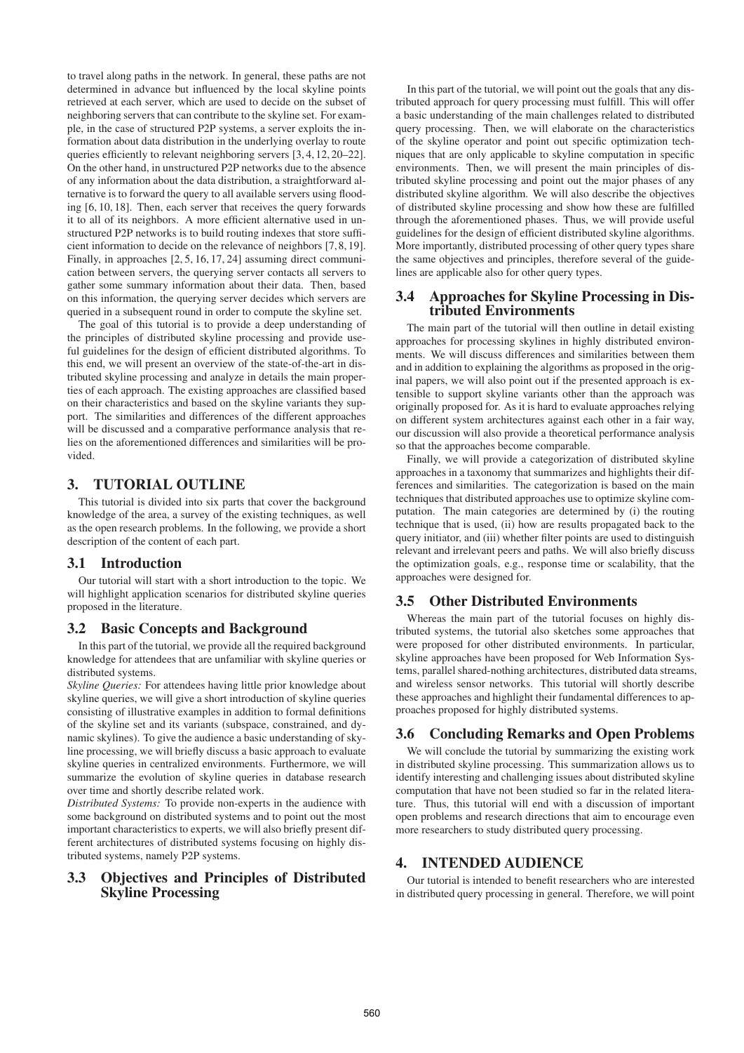to travel along paths in the network. In general, these paths are not determined in advance but influenced by the local skyline points retrieved at each server, which are used to decide on the subset of neighboring servers that can contribute to the skyline set. For example, in the case of structured P2P systems, a server exploits the information about data distribution in the underlying overlay to route queries efficiently to relevant neighboring servers [3, 4, 12, 20–22]. On the other hand, in unstructured P2P networks due to the absence of any information about the data distribution, a straightforward alternative is to forward the query to all available servers using flooding [6, 10, 18]. Then, each server that receives the query forwards it to all of its neighbors. A more efficient alternative used in unstructured P2P networks is to build routing indexes that store sufficient information to decide on the relevance of neighbors [7, 8, 19]. Finally, in approaches [2, 5, 16, 17, 24] assuming direct communication between servers, the querying server contacts all servers to gather some summary information about their data. Then, based on this information, the querying server decides which servers are queried in a subsequent round in order to compute the skyline set.

The goal of this tutorial is to provide a deep understanding of the principles of distributed skyline processing and provide useful guidelines for the design of efficient distributed algorithms. To this end, we will present an overview of the state-of-the-art in distributed skyline processing and analyze in details the main properties of each approach. The existing approaches are classified based on their characteristics and based on the skyline variants they support. The similarities and differences of the different approaches will be discussed and a comparative performance analysis that relies on the aforementioned differences and similarities will be provided.

## 3. TUTORIAL OUTLINE

This tutorial is divided into six parts that cover the background knowledge of the area, a survey of the existing techniques, as well as the open research problems. In the following, we provide a short description of the content of each part.

### 3.1 Introduction

Our tutorial will start with a short introduction to the topic. We will highlight application scenarios for distributed skyline queries proposed in the literature.

### 3.2 Basic Concepts and Background

In this part of the tutorial, we provide all the required background knowledge for attendees that are unfamiliar with skyline queries or distributed systems.

*Skyline Queries:* For attendees having little prior knowledge about skyline queries, we will give a short introduction of skyline queries consisting of illustrative examples in addition to formal definitions of the skyline set and its variants (subspace, constrained, and dynamic skylines). To give the audience a basic understanding of skyline processing, we will briefly discuss a basic approach to evaluate skyline queries in centralized environments. Furthermore, we will summarize the evolution of skyline queries in database research over time and shortly describe related work.

*Distributed Systems:* To provide non-experts in the audience with some background on distributed systems and to point out the most important characteristics to experts, we will also briefly present different architectures of distributed systems focusing on highly distributed systems, namely P2P systems.

### 3.3 Objectives and Principles of Distributed Skyline Processing

In this part of the tutorial, we will point out the goals that any distributed approach for query processing must fulfill. This will offer a basic understanding of the main challenges related to distributed query processing. Then, we will elaborate on the characteristics of the skyline operator and point out specific optimization techniques that are only applicable to skyline computation in specific environments. Then, we will present the main principles of distributed skyline processing and point out the major phases of any distributed skyline algorithm. We will also describe the objectives of distributed skyline processing and show how these are fulfilled through the aforementioned phases. Thus, we will provide useful guidelines for the design of efficient distributed skyline algorithms. More importantly, distributed processing of other query types share the same objectives and principles, therefore several of the guidelines are applicable also for other query types.

### 3.4 Approaches for Skyline Processing in Distributed Environments

The main part of the tutorial will then outline in detail existing approaches for processing skylines in highly distributed environments. We will discuss differences and similarities between them and in addition to explaining the algorithms as proposed in the original papers, we will also point out if the presented approach is extensible to support skyline variants other than the approach was originally proposed for. As it is hard to evaluate approaches relying on different system architectures against each other in a fair way, our discussion will also provide a theoretical performance analysis so that the approaches become comparable.

Finally, we will provide a categorization of distributed skyline approaches in a taxonomy that summarizes and highlights their differences and similarities. The categorization is based on the main techniques that distributed approaches use to optimize skyline computation. The main categories are determined by (i) the routing technique that is used, (ii) how are results propagated back to the query initiator, and (iii) whether filter points are used to distinguish relevant and irrelevant peers and paths. We will also briefly discuss the optimization goals, e.g., response time or scalability, that the approaches were designed for.

### 3.5 Other Distributed Environments

Whereas the main part of the tutorial focuses on highly distributed systems, the tutorial also sketches some approaches that were proposed for other distributed environments. In particular, skyline approaches have been proposed for Web Information Systems, parallel shared-nothing architectures, distributed data streams, and wireless sensor networks. This tutorial will shortly describe these approaches and highlight their fundamental differences to approaches proposed for highly distributed systems.

### 3.6 Concluding Remarks and Open Problems

We will conclude the tutorial by summarizing the existing work in distributed skyline processing. This summarization allows us to identify interesting and challenging issues about distributed skyline computation that have not been studied so far in the related literature. Thus, this tutorial will end with a discussion of important open problems and research directions that aim to encourage even more researchers to study distributed query processing.

## 4. INTENDED AUDIENCE

Our tutorial is intended to benefit researchers who are interested in distributed query processing in general. Therefore, we will point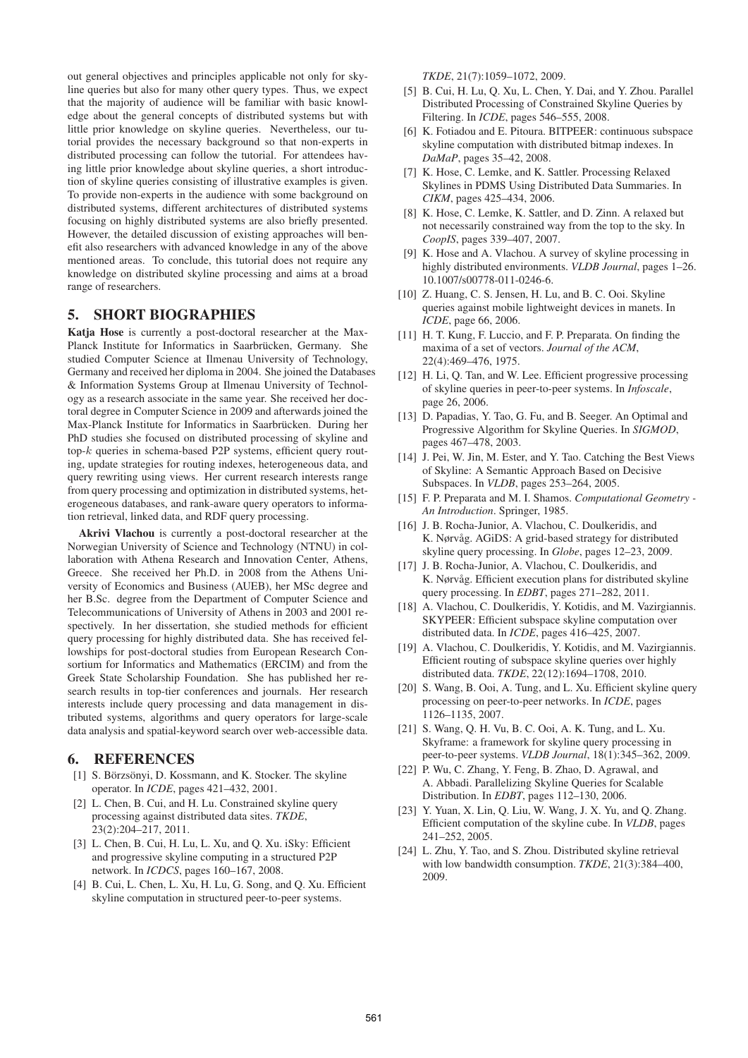out general objectives and principles applicable not only for skyline queries but also for many other query types. Thus, we expect that the majority of audience will be familiar with basic knowledge about the general concepts of distributed systems but with little prior knowledge on skyline queries. Nevertheless, our tutorial provides the necessary background so that non-experts in distributed processing can follow the tutorial. For attendees having little prior knowledge about skyline queries, a short introduction of skyline queries consisting of illustrative examples is given. To provide non-experts in the audience with some background on distributed systems, different architectures of distributed systems focusing on highly distributed systems are also briefly presented. However, the detailed discussion of existing approaches will benefit also researchers with advanced knowledge in any of the above mentioned areas. To conclude, this tutorial does not require any knowledge on distributed skyline processing and aims at a broad range of researchers.

## 5. SHORT BIOGRAPHIES

**Katja Hose** is currently a post-doctoral researcher at the Max-Planck Institute for Informatics in Saarbrücken, Germany. She studied Computer Science at Ilmenau University of Technology, Germany and received her diploma in 2004. She joined the Databases & Information Systems Group at Ilmenau University of Technology as a research associate in the same year. She received her doctoral degree in Computer Science in 2009 and afterwards joined the Max-Planck Institute for Informatics in Saarbrücken. During her PhD studies she focused on distributed processing of skyline and top-$k$ queries in schema-based P2P systems, efficient query routing, update strategies for routing indexes, heterogeneous data, and query rewriting using views. Her current research interests range from query processing and optimization in distributed systems, heterogeneous databases, and rank-aware query operators to information retrieval, linked data, and RDF query processing.

**Akrivi Vlachou** is currently a post-doctoral researcher at the Norwegian University of Science and Technology (NTNU) in collaboration with Athena Research and Innovation Center, Athens, Greece. She received her Ph.D. in 2008 from the Athens University of Economics and Business (AUEB), her MSc degree and her B.Sc. degree from the Department of Computer Science and Telecommunications of University of Athens in 2003 and 2001 respectively. In her dissertation, she studied methods for efficient query processing for highly distributed data. She has received fellowships for post-doctoral studies from European Research Consortium for Informatics and Mathematics (ERCIM) and from the Greek State Scholarship Foundation. She has published her research results in top-tier conferences and journals. Her research interests include query processing and data management in distributed systems, algorithms and query operators for large-scale data analysis and spatial-keyword search over web-accessible data.

## 6. REFERENCES

[1] S. Börzsönyi, D. Kossmann, and K. Stocker. The skyline operator. In *ICDE*, pages 421–432, 2001.

[2] L. Chen, B. Cui, and H. Lu. Constrained skyline query processing against distributed data sites. *TKDE*, 23(2):204–217, 2011.

[3] L. Chen, B. Cui, H. Lu, L. Xu, and Q. Xu. iSky: Efficient and progressive skyline computing in a structured P2P network. In *ICDCS*, pages 160–167, 2008.

[4] B. Cui, L. Chen, L. Xu, H. Lu, G. Song, and Q. Xu. Efficient skyline computation in structured peer-to-peer systems. *TKDE*, 21(7):1059–1072, 2009.

[5] B. Cui, H. Lu, Q. Xu, L. Chen, Y. Dai, and Y. Zhou. Parallel Distributed Processing of Constrained Skyline Queries by Filtering. In *ICDE*, pages 546–555, 2008.

[6] K. Fotiadou and E. Pitoura. BITPEER: continuous subspace skyline computation with distributed bitmap indexes. In *DaMaP*, pages 35–42, 2008.

[7] K. Hose, C. Lemke, and K. Sattler. Processing Relaxed Skylines in PDMS Using Distributed Data Summaries. In *CIKM*, pages 425–434, 2006.

[8] K. Hose, C. Lemke, K. Sattler, and D. Zinn. A relaxed but not necessarily constrained way from the top to the sky. In *CoopIS*, pages 339–407, 2007.

[9] K. Hose and A. Vlachou. A survey of skyline processing in highly distributed environments. *VLDB Journal*, pages 1–26. 10.1007/s00778-011-0246-6.

[10] Z. Huang, C. S. Jensen, H. Lu, and B. C. Ooi. Skyline queries against mobile lightweight devices in manets. In *ICDE*, page 66, 2006.

[11] H. T. Kung, F. Luccio, and F. P. Preparata. On finding the maxima of a set of vectors. *Journal of the ACM*, 22(4):469–476, 1975.

[12] H. Li, Q. Tan, and W. Lee. Efficient progressive processing of skyline queries in peer-to-peer systems. In *Infoscale*, page 26, 2006.

[13] D. Papadias, Y. Tao, G. Fu, and B. Seeger. An Optimal and Progressive Algorithm for Skyline Queries. In *SIGMOD*, pages 467–478, 2003.

[14] J. Pei, W. Jin, M. Ester, and Y. Tao. Catching the Best Views of Skyline: A Semantic Approach Based on Decisive Subspaces. In *VLDB*, pages 253–264, 2005.

[15] F. P. Preparata and M. I. Shamos. *Computational Geometry - An Introduction*. Springer, 1985.

[16] J. B. Rocha-Junior, A. Vlachou, C. Doulkeridis, and K. Nørvåg. AGiDS: A grid-based strategy for distributed skyline query processing. In *Globe*, pages 12–23, 2009.

[17] J. B. Rocha-Junior, A. Vlachou, C. Doulkeridis, and K. Nørvåg. Efficient execution plans for distributed skyline query processing. In *EDBT*, pages 271–282, 2011.

[18] A. Vlachou, C. Doulkeridis, Y. Kotidis, and M. Vazirgiannis. SKYPEER: Efficient subspace skyline computation over distributed data. In *ICDE*, pages 416–425, 2007.

[19] A. Vlachou, C. Doulkeridis, Y. Kotidis, and M. Vazirgiannis. Efficient routing of subspace skyline queries over highly distributed data. *TKDE*, 22(12):1694–1708, 2010.

[20] S. Wang, B. Ooi, A. Tung, and L. Xu. Efficient skyline query processing on peer-to-peer networks. In *ICDE*, pages 1126–1135, 2007.

[21] S. Wang, Q. H. Vu, B. C. Ooi, A. K. Tung, and L. Xu. Skyframe: a framework for skyline query processing in peer-to-peer systems. *VLDB Journal*, 18(1):345–362, 2009.

[22] P. Wu, C. Zhang, Y. Feng, B. Zhao, D. Agrawal, and A. Abbadi. Parallelizing Skyline Queries for Scalable Distribution. In *EDBT*, pages 112–130, 2006.

[23] Y. Yuan, X. Lin, Q. Liu, W. Wang, J. X. Yu, and Q. Zhang. Efficient computation of the skyline cube. In *VLDB*, pages 241–252, 2005.

[24] L. Zhu, Y. Tao, and S. Zhou. Distributed skyline retrieval with low bandwidth consumption. *TKDE*, 21(3):384–400, 2009.